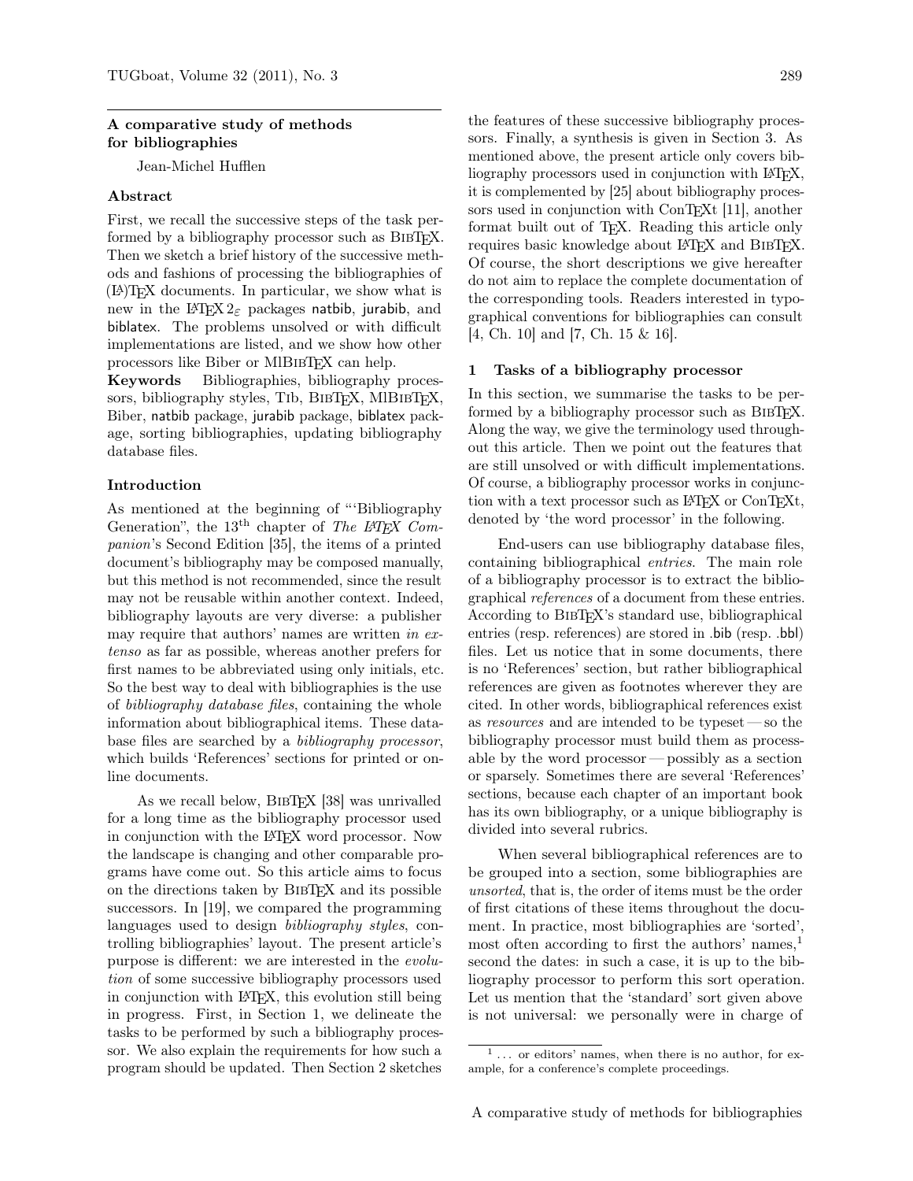## A comparative study of methods for bibliographies

Jean-Michel Hufflen

### Abstract

First, we recall the successive steps of the task performed by a bibliography processor such as BibTeX. Then we sketch a brief history of the successive methods and fashions of processing the bibliographies of (LA)TeX documents. In particular, we show what is new in the LaTeX $2_\varepsilon$ packages natbib, jurabib, and biblatex. The problems unsolved or with difficult implementations are listed, and we show how other processors like Biber or MlBibTeX can help.

**Keywords** Bibliographies, bibliography processors, bibliography styles, TIb, BibTeX, MlBibTeX, Biber, natbib package, jurabib package, biblatex package, sorting bibliographies, updating bibliography database files.

### Introduction

As mentioned at the beginning of "'Bibliography Generation", the 13[th] chapter of *The LaTeX Companion*'s Second Edition [35], the items of a printed document's bibliography may be composed manually, but this method is not recommended, since the result may not be reusable within another context. Indeed, bibliography layouts are very diverse: a publisher may require that authors' names are written *in extenso* as far as possible, whereas another prefers for first names to be abbreviated using only initials, etc. So the best way to deal with bibliographies is the use of *bibliography database files*, containing the whole information about bibliographical items. These database files are searched by a *bibliography processor*, which builds 'References' sections for printed or online documents.

As we recall below, BibTeX [38] was unrivalled for a long time as the bibliography processor used in conjunction with the LaTeX word processor. Now the landscape is changing and other comparable programs have come out. So this article aims to focus on the directions taken by BibTeX and its possible successors. In [19], we compared the programming languages used to design *bibliography styles*, controlling bibliographies' layout. The present article's purpose is different: we are interested in the *evolution* of some successive bibliography processors used in conjunction with LaTeX, this evolution still being in progress. First, in Section 1, we delineate the tasks to be performed by such a bibliography processor. We also explain the requirements for how such a program should be updated. Then Section 2 sketches the features of these successive bibliography processors. Finally, a synthesis is given in Section 3. As mentioned above, the present article only covers bibliography processors used in conjunction with LaTeX, it is complemented by [25] about bibliography processors used in conjunction with ConTeXt [11], another format built out of TeX. Reading this article only requires basic knowledge about LaTeX and BibTeX. Of course, the short descriptions we give hereafter do not aim to replace the complete documentation of the corresponding tools. Readers interested in typographical conventions for bibliographies can consult [4, Ch. 10] and [7, Ch. 15 & 16].

### 1 Tasks of a bibliography processor

In this section, we summarise the tasks to be performed by a bibliography processor such as BibTeX. Along the way, we give the terminology used throughout this article. Then we point out the features that are still unsolved or with difficult implementations. Of course, a bibliography processor works in conjunction with a text processor such as LaTeX or ConTeXt, denoted by 'the word processor' in the following.

End-users can use bibliography database files, containing bibliographical *entries*. The main role of a bibliography processor is to extract the bibliographical *references* of a document from these entries. According to BibTeX's standard use, bibliographical entries (resp. references) are stored in .bib (resp. .bbl) files. Let us notice that in some documents, there is no 'References' section, but rather bibliographical references are given as footnotes wherever they are cited. In other words, bibliographical references exist as *resources* and are intended to be typeset — so the bibliography processor must build them as processable by the word processor — possibly as a section or sparsely. Sometimes there are several 'References' sections, because each chapter of an important book has its own bibliography, or a unique bibliography is divided into several rubrics.

When several bibliographical references are to be grouped into a section, some bibliographies are *unsorted*, that is, the order of items must be the order of first citations of these items throughout the document. In practice, most bibliographies are 'sorted', most often according to first the authors' names,[1] second the dates: in such a case, it is up to the bibliography processor to perform this sort operation. Let us mention that the 'standard' sort given above is not universal: we personally were in charge of

[1] ... or editors' names, when there is no author, for example, for a conference's complete proceedings.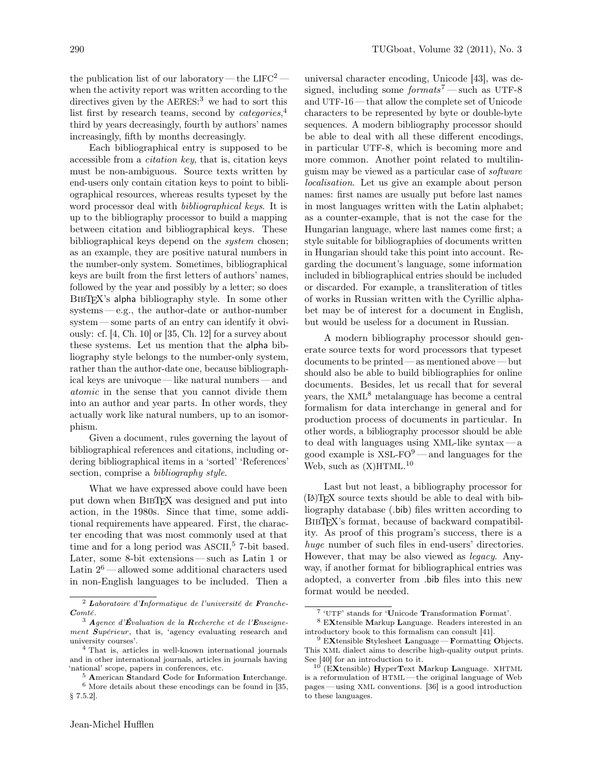the publication list of our laboratory — the LIFC[2] — when the activity report was written according to the directives given by the AERES:[3] we had to sort this list first by research teams, second by *categories*,[4] third by years decreasingly, fourth by authors' names increasingly, fifth by months decreasingly.

Each bibliographical entry is supposed to be accessible from a *citation key*, that is, citation keys must be non-ambiguous. Source texts written by end-users only contain citation keys to point to bibliographical resources, whereas results typeset by the word processor deal with *bibliographical keys*. It is up to the bibliography processor to build a mapping between citation and bibliographical keys. These bibliographical keys depend on the *system* chosen; as an example, they are positive natural numbers in the number-only system. Sometimes, bibliographical keys are built from the first letters of authors' names, followed by the year and possibly by a letter; so does BibTeX's alpha bibliography style. In some other systems — e.g., the author-date or author-number system — some parts of an entry can identify it obviously: cf. [4, Ch. 10] or [35, Ch. 12] for a survey about these systems. Let us mention that the alpha bibliography style belongs to the number-only system, rather than the author-date one, because bibliographical keys are univoque — like natural numbers — and *atomic* in the sense that you cannot divide them into an author and year parts. In other words, they actually work like natural numbers, up to an isomorphism.

Given a document, rules governing the layout of bibliographical references and citations, including ordering bibliographical items in a 'sorted' 'References' section, comprise a *bibliography style*.

What we have expressed above could have been put down when BibTeX was designed and put into action, in the 1980s. Since that time, some additional requirements have appeared. First, the character encoding that was most commonly used at that time and for a long period was ASCII,[5] 7-bit based. Later, some 8-bit extensions — such as Latin 1 or Latin 2[6] — allowed some additional characters used in non-English languages to be included. Then a universal character encoding, Unicode [43], was designed, including some *formats*[7] — such as UTF-8 and UTF-16 — that allow the complete set of Unicode characters to be represented by byte or double-byte sequences. A modern bibliography processor should be able to deal with all these different encodings, in particular UTF-8, which is becoming more and more common. Another point related to multilinguism may be viewed as a particular case of *software localisation*. Let us give an example about person names: first names are usually put before last names in most languages written with the Latin alphabet; as a counter-example, that is not the case for the Hungarian language, where last names come first; a style suitable for bibliographies of documents written in Hungarian should take this point into account. Regarding the document's language, some information included in bibliographical entries should be included or discarded. For example, a transliteration of titles of works in Russian written with the Cyrillic alphabet may be of interest for a document in English, but would be useless for a document in Russian.

A modern bibliography processor should generate source texts for word processors that typeset documents to be printed — as mentioned above — but should also be able to build bibliographies for online documents. Besides, let us recall that for several years, the XML[8] metalanguage has become a central formalism for data interchange in general and for production process of documents in particular. In other words, a bibliography processor should be able to deal with languages using XML-like syntax — a good example is XSL-FO[9] — and languages for the Web, such as (X)HTML.[10]

Last but not least, a bibliography processor for (LA)TeX source texts should be able to deal with bibliography database (.bib) files written according to BibTeX's format, because of backward compatibility. As proof of this program's success, there is a *huge* number of such files in end-users' directories. However, that may be also viewed as *legacy*. Anyway, if another format for bibliographical entries was adopted, a converter from .bib files into this new format would be needed.

---

[2] ***L**aboratoire d'**I**nformatique de l'université de **F**ranche-**C**omté.*

[3] ***A**gence d'**É**valuation de la **R**echerche et de l'**E**nseignement **S**upérieur*, that is, 'agency evaluating research and university courses'.

[4] That is, articles in well-known international journals and in other international journals, articles in journals having 'national' scope, papers in conferences, etc.

[5] **A**merican **S**tandard **C**ode for **I**nformation **I**nterchange.

[6] More details about these encodings can be found in [35, § 7.5.2].

[7] 'UTF' stands for '**U**nicode **T**ransformation **F**ormat'.

[8] E**X**tensible **M**arkup **L**anguage. Readers interested in an introductory book to this formalism can consult [41].

[9] E**X**tensible **S**tylesheet **L**anguage — **F**ormatting **O**bjects. This XML dialect aims to describe high-quality output prints. See [40] for an introduction to it.

[10] (E**X**tensible) **H**yper**T**ext **M**arkup **L**anguage. XHTML is a reformulation of HTML — the original language of Web pages — using XML conventions. [36] is a good introduction to these languages.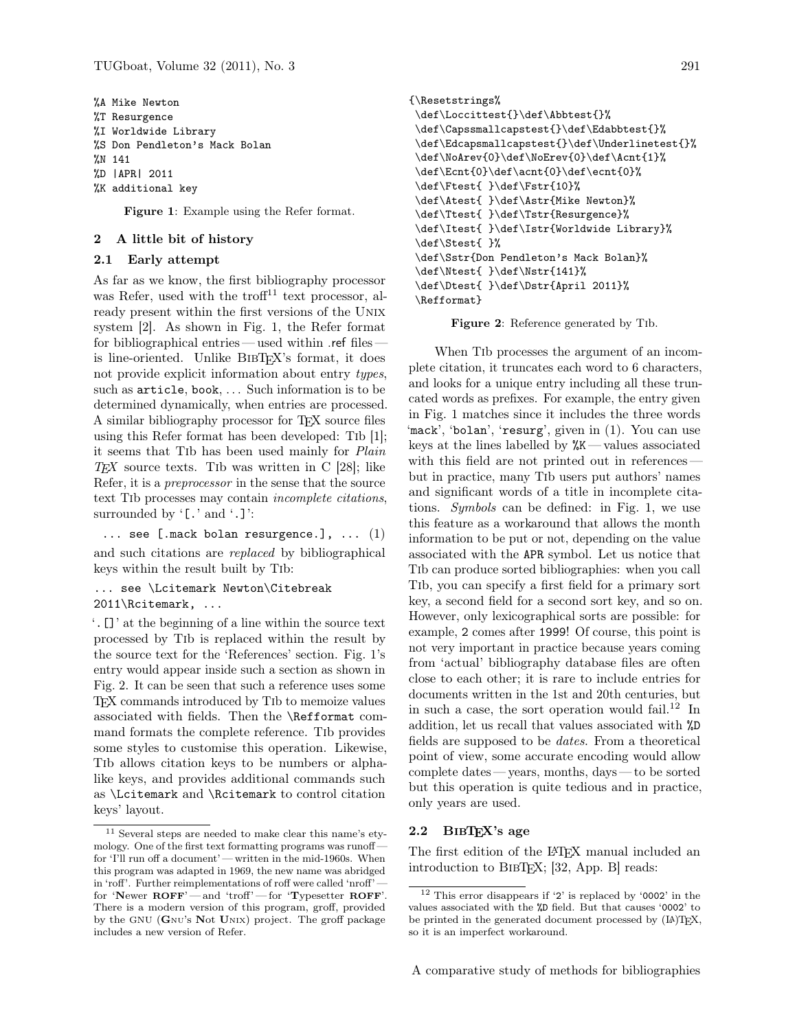```
%A Mike Newton
%T Resurgence
%I Worldwide Library
%S Don Pendleton's Mack Bolan
%N 141
%D |APR| 2011
%K additional key
```

**Figure 1**: Example using the Refer format.

## 2 A little bit of history

### 2.1 Early attempt

As far as we know, the first bibliography processor was Refer, used with the troff[11] text processor, already present within the first versions of the UNIX system [2]. As shown in Fig. 1, the Refer format for bibliographical entries — used within .ref files — is line-oriented. Unlike BIBTEX's format, it does not provide explicit information about entry *types*, such as `article`, `book`, ... Such information is to be determined dynamically, when entries are processed. A similar bibliography processor for TEX source files using this Refer format has been developed: TIB [1]; it seems that TIB has been used mainly for *Plain TEX* source texts. TIB was written in C [28]; like Refer, it is a *preprocessor* in the sense that the source text TIB processes may contain *incomplete citations*, surrounded by '`[.`' and '`.]`':

```
... see [.mack bolan resurgence.], ...   (1)
```

and such citations are *replaced* by bibliographical keys within the result built by TIB:

```
... see \Lcitemark Newton\Citebreak
2011\Rcitemark, ...
```

'`.[]`' at the beginning of a line within the source text processed by TIB is replaced within the result by the source text for the 'References' section. Fig. 1's entry would appear inside such a section as shown in Fig. 2. It can be seen that such a reference uses some TEX commands introduced by TIB to memoize values associated with fields. Then the `\Refformat` command formats the complete reference. TIB provides some styles to customise this operation. Likewise, TIB allows citation keys to be numbers or alpha-like keys, and provides additional commands such as `\Lcitemark` and `\Rcitemark` to control citation keys' layout.

```
{\Resetstrings%
 \def\Loccittest{}\def\Abbtest{}%
 \def\Capssmallcapstest{}\def\Edabbtest{}%
 \def\Edcapsmallcapstest{}\def\Underlinetest{}%
 \def\NoArev{0}\def\NoErev{0}\def\Acnt{1}%
 \def\Ecnt{0}\def\acnt{0}\def\ecnt{0}%
 \def\Ftest{ }\def\Fstr{10}%
 \def\Atest{ }\def\Astr{Mike Newton}%
 \def\Ttest{ }\def\Tstr{Resurgence}%
 \def\Itest{ }\def\Istr{Worldwide Library}%
 \def\Stest{ }%
 \def\Sstr{Don Pendleton's Mack Bolan}%
 \def\Ntest{ }\def\Nstr{141}%
 \def\Dtest{ }\def\Dstr{April 2011}%
 \Refformat}
```

**Figure 2**: Reference generated by TIB.

When TIB processes the argument of an incomplete citation, it truncates each word to 6 characters, and looks for a unique entry including all these truncated words as prefixes. For example, the entry given in Fig. 1 matches since it includes the three words '`mack`', '`bolan`', '`resurg`', given in (1). You can use keys at the lines labelled by `%K` — values associated with this field are not printed out in references — but in practice, many TIB users put authors' names and significant words of a title in incomplete citations. *Symbols* can be defined: in Fig. 1, we use this feature as a workaround that allows the month information to be put or not, depending on the value associated with the `APR` symbol. Let us notice that TIB can produce sorted bibliographies: when you call TIB, you can specify a first field for a primary sort key, a second field for a second sort key, and so on. However, only lexicographical sorts are possible: for example, `2` comes after `1999`! Of course, this point is not very important in practice because years coming from 'actual' bibliography database files are often close to each other; it is rare to include entries for documents written in the 1st and 20th centuries, but in such a case, the sort operation would fail.[12] In addition, let us recall that values associated with `%D` fields are supposed to be *dates*. From a theoretical point of view, some accurate encoding would allow complete dates — years, months, days — to be sorted but this operation is quite tedious and in practice, only years are used.

### 2.2 BIBTEX's age

The first edition of the LATEX manual included an introduction to BIBTEX; [32, App. B] reads:

---

[11] Several steps are needed to make clear this name's etymology. One of the first text formatting programs was runoff — for 'I'll run off a document' — written in the mid-1960s. When this program was adapted in 1969, the new name was abridged in 'roff'. Further reimplementations of roff were called 'nroff' — for '**N**ewer **ROFF**' — and 'troff' — for '**T**ypesetter **ROFF**'. There is a modern version of this program, groff, provided by the GNU (**G**NU's **N**ot **U**NIX) project. The groff package includes a new version of Refer.

[12] This error disappears if '`2`' is replaced by '`0002`' in the values associated with the `%D` field. But that causes '`0002`' to be printed in the generated document processed by (LA)TEX, so it is an imperfect workaround.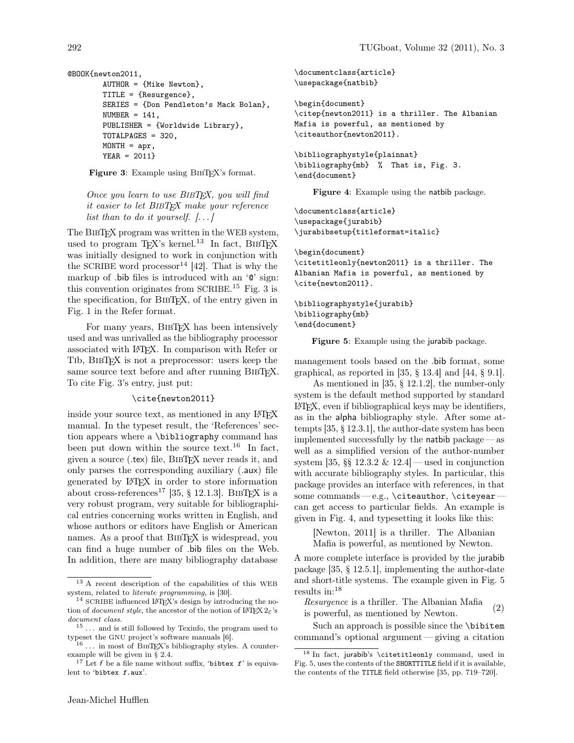```
@BOOK{newton2011,
       AUTHOR = {Mike Newton},
       TITLE = {Resurgence},
       SERIES = {Don Pendleton's Mack Bolan},
       NUMBER = 141,
       PUBLISHER = {Worldwide Library},
       TOTALPAGES = 320,
       MONTH = apr,
       YEAR = 2011}
```

**Figure 3**: Example using BibTeX's format.

> *Once you learn to use BibTeX, you will find it easier to let BibTeX make your reference list than to do it yourself. [...]*

The BibTeX program was written in the WEB system, used to program TeX's kernel.[13] In fact, BibTeX was initially designed to work in conjunction with the SCRIBE word processor[14] [42]. That is why the markup of .bib files is introduced with an '@' sign: this convention originates from SCRIBE.[15] Fig. 3 is the specification, for BibTeX, of the entry given in Fig. 1 in the Refer format.

For many years, BibTeX has been intensively used and was unrivalled as the bibliography processor associated with LaTeX. In comparison with Refer or Tib, BibTeX is not a preprocessor: users keep the same source text before and after running BibTeX. To cite Fig. 3's entry, just put:

```
\cite{newton2011}
```

inside your source text, as mentioned in any LaTeX manual. In the typeset result, the 'References' section appears where a `\bibliography` command has been put down within the source text.[16] In fact, given a source (.tex) file, BibTeX never reads it, and only parses the corresponding auxiliary (.aux) file generated by LaTeX in order to store information about cross-references[17] [35, § 12.1.3]. BibTeX is a very robust program, very suitable for bibliographical entries concerning works written in English, and whose authors or editors have English or American names. As a proof that BibTeX is widespread, you can find a huge number of .bib files on the Web. In addition, there are many bibliography database management tools based on the .bib format, some graphical, as reported in [35, § 13.4] and [44, § 9.1].

```
\documentclass{article}
\usepackage{natbib}

\begin{document}
\citep{newton2011} is a thriller. The Albanian
Mafia is powerful, as mentioned by
\citeauthor{newton2011}.

\bibliographystyle{plainnat}
\bibliography{mb}  %  That is, Fig. 3.
\end{document}
```

**Figure 4**: Example using the natbib package.

```
\documentclass{article}
\usepackage{jurabib}
\jurabibsetup{titleformat=italic}

\begin{document}
\citetitleonly{newton2011} is a thriller. The
Albanian Mafia is powerful, as mentioned by
\cite{newton2011}.

\bibliographystyle{jurabib}
\bibliography{mb}
\end{document}
```

**Figure 5**: Example using the jurabib package.

As mentioned in [35, § 12.1.2], the number-only system is the default method supported by standard LaTeX, even if bibliographical keys may be identifiers, as in the alpha bibliography style. After some attempts [35, § 12.3.1], the author-date system has been implemented successfully by the natbib package — as well as a simplified version of the author-number system [35, §§ 12.3.2 & 12.4] — used in conjunction with accurate bibliography styles. In particular, this package provides an interface with references, in that some commands — e.g., `\citeauthor`, `\citeyear` — can get access to particular fields. An example is given in Fig. 4, and typesetting it looks like this:

> [Newton, 2011] is a thriller. The Albanian Mafia is powerful, as mentioned by Newton.

A more complete interface is provided by the jurabib package [35, § 12.5.1], implementing the author-date and short-title systems. The example given in Fig. 5 results in:[18]

> *Resurgence* is a thriller. The Albanian Mafia is powerful, as mentioned by Newton. (2)

Such an approach is possible since the `\bibitem` command's optional argument — giving a citation

---

[13] A recent description of the capabilities of this WEB system, related to *literate programming*, is [30].

[14] SCRIBE influenced LaTeX's design by introducing the notion of *document style*, the ancestor of the notion of $\LaTeX 2_\varepsilon$'s *document class*.

[15] ... and is still followed by Texinfo, the program used to typeset the GNU project's software manuals [6].

[16] ... in most of BibTeX's bibliography styles. A counter-example will be given in § 2.4.

[17] Let *f* be a file name without suffix, '`bibtex f`' is equivalent to '`bibtex f.aux`'.

[18] In fact, jurabib's `\citetitleonly` command, used in Fig. 5, uses the contents of the SHORTTITLE field if it is available, the contents of the TITLE field otherwise [35, pp. 719–720].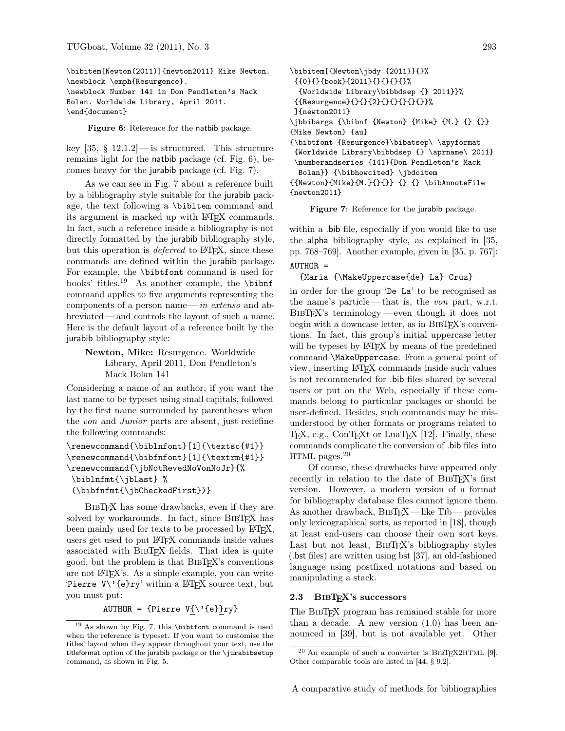```
\bibitem[Newton(2011)]{newton2011} Mike Newton.
\newblock \emph{Resurgence}.
\newblock Number 141 in Don Pendleton's Mack
Bolan. Worldwide Library, April 2011.
\end{document}
```

**Figure 6**: Reference for the natbib package.

key [35, § 12.1.2] — is structured. This structure remains light for the natbib package (cf. Fig. 6), becomes heavy for the jurabib package (cf. Fig. 7).

As we can see in Fig. 7 about a reference built by a bibliography style suitable for the jurabib package, the text following a `\bibitem` command and its argument is marked up with LaTeX commands. In fact, such a reference inside a bibliography is not directly formatted by the jurabib bibliography style, but this operation is *deferred* to LaTeX, since these commands are defined within the jurabib package. For example, the `\bibtfont` command is used for books' titles.[19] As another example, the `\bibnf` command applies to five arguments representing the components of a person name — *in extenso* and abbreviated — and controls the layout of such a name. Here is the default layout of a reference built by the jurabib bibliography style:

> **Newton, Mike:** Resurgence. Worldwide Library, April 2011, Don Pendleton's Mack Bolan 141

Considering a name of an author, if you want the last name to be typeset using small capitals, followed by the first name surrounded by parentheses when the *von* and *Junior* parts are absent, just redefine the following commands:

```
\renewcommand{\biblnfont}[1]{\textsc{#1}}
\renewcommand{\bibfnfont}[1]{\textrm{#1}}
\renewcommand{\jbNotRevedNoVonNoJr}{%
 \biblnfmt{\jbLast} %
 (\bibfnfmt{\jbCheckedFirst})}
```

BibTeX has some drawbacks, even if they are solved by workarounds. In fact, since BibTeX has been mainly used for texts to be processed by LaTeX, users get used to put LaTeX commands inside values associated with BibTeX fields. That idea is quite good, but the problem is that BibTeX's conventions are not LaTeX's. As a simple example, you can write 'Pierre V\'{e}ry' within a LaTeX source text, but you must put:

```
AUTHOR = {Pierre V{\'{e}}ry}
```

```
\bibitem[{Newton\jbdy {2011}}{}%
 {{0}{}{book}{2011}{}{}{}{}%
  {Worldwide Library\bibbdsep {} 2011}}%
 {{Resurgence}{}{}{2}{}{}{}{}{}}%
 ]{newton2011}
\jbbibargs {\bibnf {Newton} {Mike} {M.} {} {}}
{Mike Newton} {au}
{\bibtfont {Resurgence}\bibatsep\ \apyformat
 {Worldwide Library\bibbdsep {} \aprname\ 2011}
 \numberandseries {141}{Don Pendleton's Mack
  Bolan}} {\bibhowcited} \jbdoitem
{{Newton}{Mike}{M.}{}{}} {} {} \bibAnnoteFile
{newton2011}
```

**Figure 7**: Reference for the jurabib package.

within a .bib file, especially if you would like to use the alpha bibliography style, as explained in [35, pp. 768–769]. Another example, given in [35, p. 767]:

```
AUTHOR =
  {Maria {\MakeUppercase{de} La} Cruz}
```

in order for the group 'De La' to be recognised as the name's particle — that is, the *von* part, w.r.t. BibTeX's terminology — even though it does not begin with a downcase letter, as in BibTeX's conventions. In fact, this group's initial uppercase letter will be typeset by LaTeX by means of the predefined command `\MakeUppercase`. From a general point of view, inserting LaTeX commands inside such values is not recommended for .bib files shared by several users or put on the Web, especially if these commands belong to particular packages or should be user-defined. Besides, such commands may be misunderstood by other formats or programs related to TeX, e.g., ConTeXt or LuaTeX [12]. Finally, these commands complicate the conversion of .bib files into HTML pages.[20]

Of course, these drawbacks have appeared only recently in relation to the date of BibTeX's first version. However, a modern version of a format for bibliography database files cannot ignore them. As another drawback, BibTeX — like Tib — provides only lexicographical sorts, as reported in [18], though at least end-users can choose their own sort keys. Last but not least, BibTeX's bibliography styles (.bst files) are written using bst [37], an old-fashioned language using postfixed notations and based on manipulating a stack.

### 2.3 BibTeX's successors

The BibTeX program has remained stable for more than a decade. A new version (1.0) has been announced in [39], but is not available yet. Other

[19] As shown by Fig. 7, this `\bibtfont` command is used when the reference is typeset. If you want to customise the titles' layout when they appear throughout your text, use the titleformat option of the jurabib package or the `\jurabibsetup` command, as shown in Fig. 5.

[20] An example of such a converter is BibTeX2HTML [9]. Other comparable tools are listed in [44, § 9.2].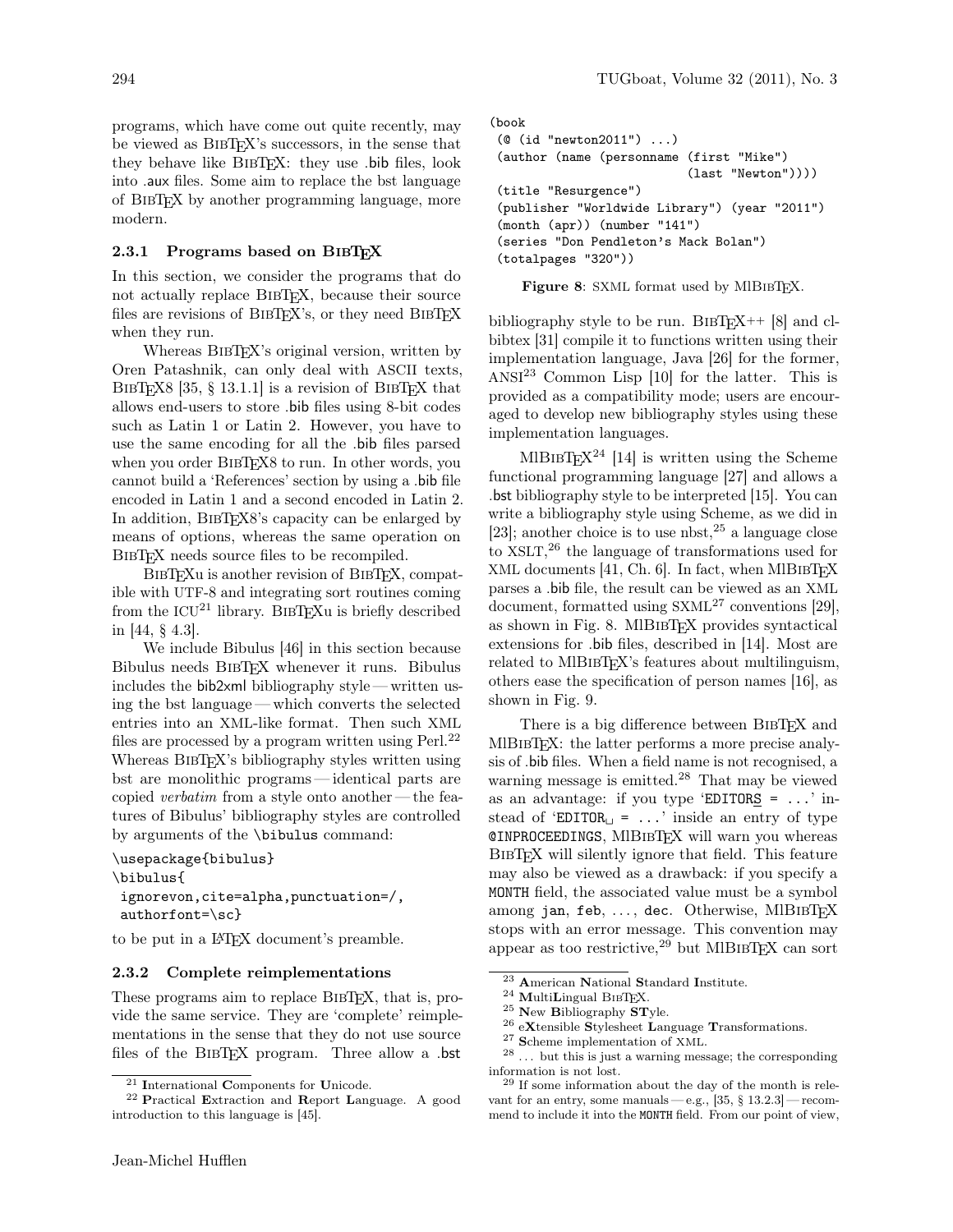programs, which have come out quite recently, may be viewed as BibTeX's successors, in the sense that they behave like BibTeX: they use .bib files, look into .aux files. Some aim to replace the bst language of BibTeX by another programming language, more modern.

### 2.3.1 Programs based on BibTeX

In this section, we consider the programs that do not actually replace BibTeX, because their source files are revisions of BibTeX's, or they need BibTeX when they run.

Whereas BibTeX's original version, written by Oren Patashnik, can only deal with ASCII texts, BibTeX8 [35, § 13.1.1] is a revision of BibTeX that allows end-users to store .bib files using 8-bit codes such as Latin 1 or Latin 2. However, you have to use the same encoding for all the .bib files parsed when you order BibTeX8 to run. In other words, you cannot build a 'References' section by using a .bib file encoded in Latin 1 and a second encoded in Latin 2. In addition, BibTeX8's capacity can be enlarged by means of options, whereas the same operation on BibTeX needs source files to be recompiled.

BibTeXu is another revision of BibTeX, compatible with UTF-8 and integrating sort routines coming from the ICU[21] library. BibTeXu is briefly described in [44, § 4.3].

We include Bibulus [46] in this section because Bibulus needs BibTeX whenever it runs. Bibulus includes the bib2xml bibliography style — written using the bst language — which converts the selected entries into an XML-like format. Then such XML files are processed by a program written using Perl.[22] Whereas BibTeX's bibliography styles written using bst are monolithic programs — identical parts are copied *verbatim* from a style onto another — the features of Bibulus' bibliography styles are controlled by arguments of the \bibulus command:

```
\usepackage{bibulus}
\bibulus{
 ignorevon,cite=alpha,punctuation=/,
 authorfont=\sc}
```

to be put in a LaTeX document's preamble.

### 2.3.2 Complete reimplementations

These programs aim to replace BibTeX, that is, provide the same service. They are 'complete' reimplementations in the sense that they do not use source files of the BibTeX program. Three allow a .bst bibliography style to be run. BibTeX++ [8] and cl-bibtex [31] compile it to functions written using their implementation language, Java [26] for the former, ANSI[23] Common Lisp [10] for the latter. This is provided as a compatibility mode; users are encouraged to develop new bibliography styles using these implementation languages.

```
(book
 (@ (id "newton2011") ...)
 (author (name (personname (first "Mike")
                           (last "Newton"))))
 (title "Resurgence")
 (publisher "Worldwide Library") (year "2011")
 (month (apr)) (number "141")
 (series "Don Pendleton's Mack Bolan")
 (totalpages "320"))
```

**Figure 8**: SXML format used by MlBibTeX.

MlBibTeX[24] [14] is written using the Scheme functional programming language [27] and allows a .bst bibliography style to be interpreted [15]. You can write a bibliography style using Scheme, as we did in [23]; another choice is to use nbst,[25] a language close to XSLT,[26] the language of transformations used for XML documents [41, Ch. 6]. In fact, when MlBibTeX parses a .bib file, the result can be viewed as an XML document, formatted using SXML[27] conventions [29], as shown in Fig. 8. MlBibTeX provides syntactical extensions for .bib files, described in [14]. Most are related to MlBibTeX's features about multilinguism, others ease the specification of person names [16], as shown in Fig. 9.

There is a big difference between BibTeX and MlBibTeX: the latter performs a more precise analysis of .bib files. When a field name is not recognised, a warning message is emitted.[28] That may be viewed as an advantage: if you type 'EDITORS = ...' instead of 'EDITOR␣ = ...' inside an entry of type @INPROCEEDINGS, MlBibTeX will warn you whereas BibTeX will silently ignore that field. This feature may also be viewed as a drawback: if you specify a MONTH field, the associated value must be a symbol among jan, feb, ..., dec. Otherwise, MlBibTeX stops with an error message. This convention may appear as too restrictive,[29] but MlBibTeX can sort

[21] **I**nternational **C**omponents for **U**nicode.

[22] **P**ractical **E**xtraction and **R**eport **L**anguage. A good introduction to this language is [45].

[23] **A**merican **N**ational **S**tandard **I**nstitute.

[24] **M**ulti**L**ingual BibTeX.

[25] **N**ew **B**ibliography **ST**yle.

[26] e**X**tensible **S**tylesheet **L**anguage **T**ransformations.

[27] **S**cheme implementation of XML.

[28] ... but this is just a warning message; the corresponding information is not lost.

[29] If some information about the day of the month is relevant for an entry, some manuals — e.g., [35, § 13.2.3] — recommend to include it into the MONTH field. From our point of view,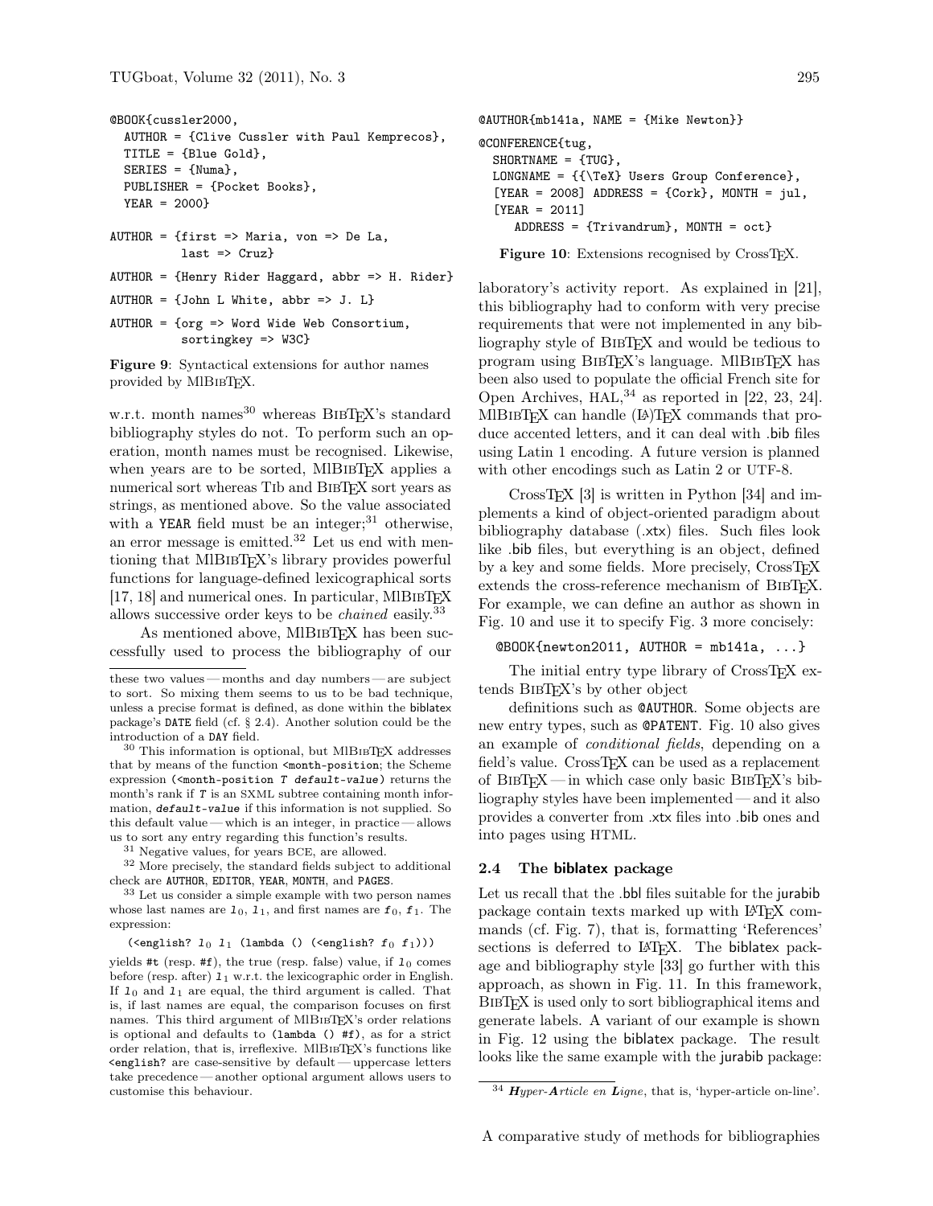```
@BOOK{cussler2000,
  AUTHOR = {Clive Cussler with Paul Kemprecos},
  TITLE = {Blue Gold},
  SERIES = {Numa},
  PUBLISHER = {Pocket Books},
  YEAR = 2000}

AUTHOR = {first => Maria, von => De La,
          last => Cruz}

AUTHOR = {Henry Rider Haggard, abbr => H. Rider}

AUTHOR = {John L White, abbr => J. L}

AUTHOR = {org => Word Wide Web Consortium,
          sortingkey => W3C}
```

**Figure 9**: Syntactical extensions for author names provided by MlBibTeX.

w.r.t. month names[30] whereas BibTeX's standard bibliography styles do not. To perform such an operation, month names must be recognised. Likewise, when years are to be sorted, MlBibTeX applies a numerical sort whereas Tib and BibTeX sort years as strings, as mentioned above. So the value associated with a `YEAR` field must be an integer;[31] otherwise, an error message is emitted.[32] Let us end with mentioning that MlBibTeX's library provides powerful functions for language-defined lexicographical sorts [17, 18] and numerical ones. In particular, MlBibTeX allows successive order keys to be *chained* easily.[33]

As mentioned above, MlBibTeX has been successfully used to process the bibliography of our laboratory's activity report. As explained in [21], this bibliography had to conform with very precise requirements that were not implemented in any bibliography style of BibTeX and would be tedious to program using BibTeX's language. MlBibTeX has been also used to populate the official French site for Open Archives, HAL,[34] as reported in [22, 23, 24]. MlBibTeX can handle (LA)TeX commands that produce accented letters, and it can deal with .bib files using Latin 1 encoding. A future version is planned with other encodings such as Latin 2 or UTF-8.

these two values — months and day numbers — are subject to sort. So mixing them seems to us to be bad technique, unless a precise format is defined, as done within the biblatex package's `DATE` field (cf. § 2.4). Another solution could be the introduction of a `DAY` field.

[30] This information is optional, but MlBibTeX addresses that by means of the function `<month-position`; the Scheme expression `(<month-position T default-value)` returns the month's rank if *T* is an SXML subtree containing month information, *default-value* if this information is not supplied. So this default value — which is an integer, in practice — allows us to sort any entry regarding this function's results.

[31] Negative values, for years BCE, are allowed.

[32] More precisely, the standard fields subject to additional check are `AUTHOR`, `EDITOR`, `YEAR`, `MONTH`, and `PAGES`.

[33] Let us consider a simple example with two person names whose last names are $l_0$, $l_1$, and first names are $f_0$, $f_1$. The expression:

```
(<english? l0 l1 (lambda () (<english? f0 f1)))
```

yields `#t` (resp. `#f`), the true (resp. false) value, if $l_0$ comes before (resp. after) $l_1$ w.r.t. the lexicographic order in English. If $l_0$ and $l_1$ are equal, the third argument is called. That is, if last names are equal, the comparison focuses on first names. This third argument of MlBibTeX's order relations is optional and defaults to `(lambda () #f)`, as for a strict order relation, that is, irreflexive. MlBibTeX's functions like `<english?` are case-sensitive by default — uppercase letters take precedence — another optional argument allows users to customise this behaviour.

```
@AUTHOR{mb141a, NAME = {Mike Newton}}

@CONFERENCE{tug,
  SHORTNAME = {TUG},
  LONGNAME = {{\TeX} Users Group Conference},
  [YEAR = 2008] ADDRESS = {Cork}, MONTH = jul,
  [YEAR = 2011]
    ADDRESS = {Trivandrum}, MONTH = oct}
```

**Figure 10**: Extensions recognised by CrossTeX.

CrossTeX [3] is written in Python [34] and implements a kind of object-oriented paradigm about bibliography database (.xtx) files. Such files look like .bib files, but everything is an object, defined by a key and some fields. More precisely, CrossTeX extends the cross-reference mechanism of BibTeX. For example, we can define an author as shown in Fig. 10 and use it to specify Fig. 3 more concisely:

```
@BOOK{newton2011, AUTHOR = mb141a, ...}
```

The initial entry type library of CrossTeX extends BibTeX's by other object definitions such as `@AUTHOR`. Some objects are new entry types, such as `@PATENT`. Fig. 10 also gives an example of *conditional fields*, depending on a field's value. CrossTeX can be used as a replacement of BibTeX — in which case only basic BibTeX's bibliography styles have been implemented — and it also provides a converter from .xtx files into .bib ones and into pages using HTML.

### 2.4 The biblatex package

Let us recall that the .bbl files suitable for the jurabib package contain texts marked up with LaTeX commands (cf. Fig. 7), that is, formatting 'References' sections is deferred to LaTeX. The biblatex package and bibliography style [33] go further with this approach, as shown in Fig. 11. In this framework, BibTeX is used only to sort bibliographical items and generate labels. A variant of our example is shown in Fig. 12 using the biblatex package. The result looks like the same example with the jurabib package:

[34] ***H****yper-**A**rticle en **L**igne*, that is, 'hyper-article on-line'.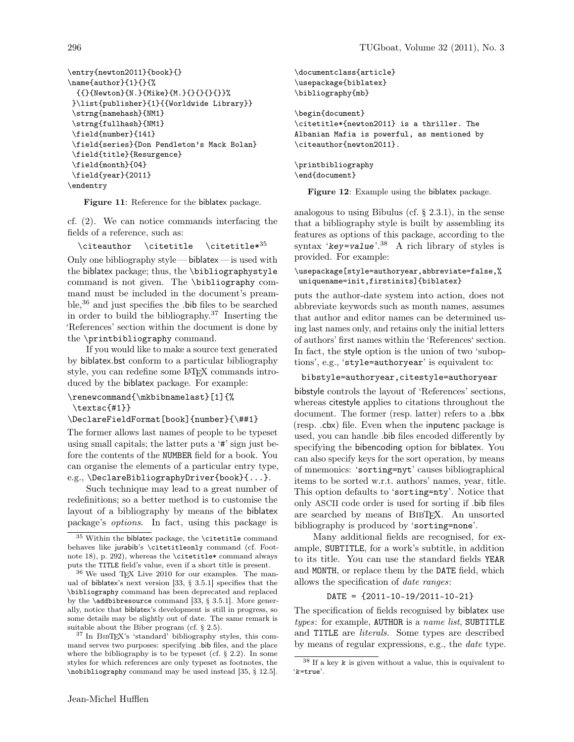```
\entry{newton2011}{book}{}
\name{author}{1}{}{%
  {{}{Newton}{N.}{Mike}{M.}{}{}{}{}}%
 }\list{publisher}{1}{{Worldwide Library}}
 \strng{namehash}{NM1}
 \strng{fullhash}{NM1}
 \field{number}{141}
 \field{series}{Don Pendleton's Mack Bolan}
 \field{title}{Resurgence}
 \field{month}{04}
 \field{year}{2011}
\endentry
```

**Figure 11**: Reference for the biblatex package.

cf. (2). We can notice commands interfacing the fields of a reference, such as:

`\citeauthor` `\citetitle` `\citetitle*`[35]

Only one bibliography style — biblatex — is used with the biblatex package; thus, the `\bibliographystyle` command is not given. The `\bibliography` command must be included in the document's preamble,[36] and just specifies the .bib files to be searched in order to build the bibliography.[37] Inserting the 'References' section within the document is done by the `\printbibliography` command.

If you would like to make a source text generated by biblatex.bst conform to a particular bibliography style, you can redefine some LaTeX commands introduced by the biblatex package. For example:

```
\renewcommand{\mkbibnamelast}[1]{%
 \textsc{#1}}
\DeclareFieldFormat[book]{number}{\##1}
```

The former allows last names of people to be typeset using small capitals; the latter puts a '#' sign just before the contents of the NUMBER field for a book. You can organise the elements of a particular entry type, e.g., `\DeclareBibliographyDriver{book}{...}`.

Such technique may lead to a great number of redefinitions; so a better method is to customise the layout of a bibliography by means of the biblatex package's *options*. In fact, using this package is

```
\documentclass{article}
\usepackage{biblatex}
\bibliography{mb}

\begin{document}
\citetitle*{newton2011} is a thriller. The
Albanian Mafia is powerful, as mentioned by
\citeauthor{newton2011}.

\printbibliography
\end{document}
```

**Figure 12**: Example using the biblatex package.

analogous to using Bibulus (cf. § 2.3.1), in the sense that a bibliography style is built by assembling its features as options of this package, according to the syntax '*key*=*value*'.[38] A rich library of styles is provided. For example:

```
\usepackage[style=authoryear,abbreviate=false,%
 uniquename=init,firstinits]{biblatex}
```

puts the author-date system into action, does not abbreviate keywords such as month names, assumes that author and editor names can be determined using last names only, and retains only the initial letters of authors' first names within the 'References' section. In fact, the style option is the union of two 'suboptions', e.g., '`style=authoryear`' is equivalent to:

```
bibstyle=authoryear,citestyle=authoryear
```

bibstyle controls the layout of 'References' sections, whereas citestyle applies to citations throughout the document. The former (resp. latter) refers to a .bbx (resp. .cbx) file. Even when the inputenc package is used, you can handle .bib files encoded differently by specifying the bibencoding option for biblatex. You can also specify keys for the sort operation, by means of mnemonics: '`sorting=nyt`' causes bibliographical items to be sorted w.r.t. authors' names, year, title. This option defaults to '`sorting=nty`'. Notice that only ASCII code order is used for sorting if .bib files are searched by means of BibTeX. An unsorted bibliography is produced by '`sorting=none`'.

Many additional fields are recognised, for example, SUBTITLE, for a work's subtitle, in addition to its title. You can use the standard fields YEAR and MONTH, or replace them by the DATE field, which allows the specification of *date ranges*:

```
DATE = {2011-10-19/2011-10-21}
```

The specification of fields recognised by biblatex use *types*: for example, AUTHOR is a *name list*, SUBTITLE and TITLE are *literals*. Some types are described by means of regular expressions, e.g., the *date* type.

---

[35] Within the biblatex package, the `\citetitle` command behaves like jurabib's `\citetitleonly` command (cf. Footnote 18), p. 292), whereas the `\citetitle*` command always puts the TITLE field's value, even if a short title is present.

[36] We used TeX Live 2010 for our examples. The manual of biblatex's next version [33, § 3.5.1] specifies that the `\bibliography` command has been deprecated and replaced by the `\addbibresource` command [33, § 3.5.1]. More generally, notice that biblatex's development is still in progress, so some details may be slightly out of date. The same remark is suitable about the Biber program (cf. § 2.5).

[37] In BibTeX's 'standard' bibliography styles, this command serves two purposes: specifying .bib files, and the place where the bibliography is to be typeset (cf. § 2.2). In some styles for which references are only typeset as footnotes, the `\nobibliography` command may be used instead [35, § 12.5].

[38] If a key *k* is given without a value, this is equivalent to '*k*=true'.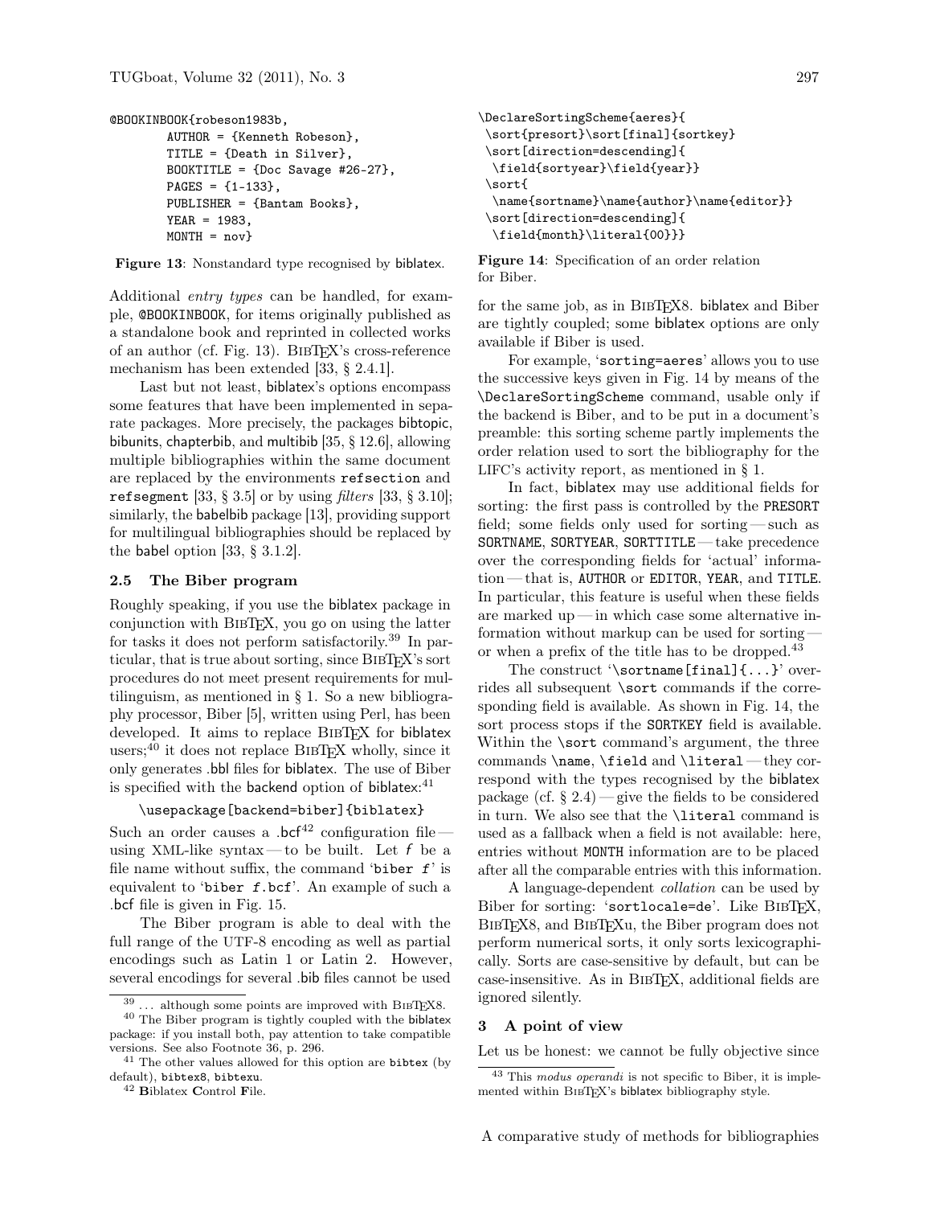```
@BOOKINBOOK{robeson1983b,
        AUTHOR = {Kenneth Robeson},
        TITLE = {Death in Silver},
        BOOKTITLE = {Doc Savage #26-27},
        PAGES = {1-133},
        PUBLISHER = {Bantam Books},
        YEAR = 1983,
        MONTH = nov}
```

**Figure 13**: Nonstandard type recognised by biblatex.

Additional *entry types* can be handled, for example, @BOOKINBOOK, for items originally published as a standalone book and reprinted in collected works of an author (cf. Fig. 13). BibTeX's cross-reference mechanism has been extended [33, § 2.4.1].

Last but not least, biblatex's options encompass some features that have been implemented in separate packages. More precisely, the packages bibtopic, bibunits, chapterbib, and multibib [35, § 12.6], allowing multiple bibliographies within the same document are replaced by the environments refsection and refsegment [33, § 3.5] or by using *filters* [33, § 3.10]; similarly, the babelbib package [13], providing support for multilingual bibliographies should be replaced by the babel option [33, § 3.1.2].

### 2.5 The Biber program

Roughly speaking, if you use the biblatex package in conjunction with BibTeX, you go on using the latter for tasks it does not perform satisfactorily.[39] In particular, that is true about sorting, since BibTeX's sort procedures do not meet present requirements for multilinguism, as mentioned in § 1. So a new bibliography processor, Biber [5], written using Perl, has been developed. It aims to replace BibTeX for biblatex users;[40] it does not replace BibTeX wholly, since it only generates .bbl files for biblatex. The use of Biber is specified with the backend option of biblatex:[41]

```
\usepackage[backend=biber]{biblatex}
```

Such an order causes a .bcf[42] configuration file — using XML-like syntax — to be built. Let *f* be a file name without suffix, the command 'biber *f*' is equivalent to 'biber *f*.bcf'. An example of such a .bcf file is given in Fig. 15.

The Biber program is able to deal with the full range of the UTF-8 encoding as well as partial encodings such as Latin 1 or Latin 2. However, several encodings for several .bib files cannot be used for the same job, as in BibTeX8. biblatex and Biber are tightly coupled; some biblatex options are only available if Biber is used.

```
\DeclareSortingScheme{aeres}{
 \sort{presort}\sort[final]{sortkey}
 \sort[direction=descending]{
  \field{sortyear}\field{year}}
 \sort{
  \name{sortname}\name{author}\name{editor}}
 \sort[direction=descending]{
  \field{month}\literal{00}}}
```

**Figure 14**: Specification of an order relation for Biber.

For example, 'sorting=aeres' allows you to use the successive keys given in Fig. 14 by means of the \DeclareSortingScheme command, usable only if the backend is Biber, and to be put in a document's preamble: this sorting scheme partly implements the order relation used to sort the bibliography for the LIFC's activity report, as mentioned in § 1.

In fact, biblatex may use additional fields for sorting: the first pass is controlled by the PRESORT field; some fields only used for sorting — such as SORTNAME, SORTYEAR, SORTTITLE — take precedence over the corresponding fields for 'actual' information — that is, AUTHOR or EDITOR, YEAR, and TITLE. In particular, this feature is useful when these fields are marked up — in which case some alternative information without markup can be used for sorting — or when a prefix of the title has to be dropped.[43]

The construct '\sortname[final]{...}' overrides all subsequent \sort commands if the corresponding field is available. As shown in Fig. 14, the sort process stops if the SORTKEY field is available. Within the \sort command's argument, the three commands \name, \field and \literal — they correspond with the types recognised by the biblatex package (cf. § 2.4) — give the fields to be considered in turn. We also see that the \literal command is used as a fallback when a field is not available: here, entries without MONTH information are to be placed after all the comparable entries with this information.

A language-dependent *collation* can be used by Biber for sorting: 'sortlocale=de'. Like BibTeX, BibTeX8, and BibTeXu, the Biber program does not perform numerical sorts, it only sorts lexicographically. Sorts are case-sensitive by default, but can be case-insensitive. As in BibTeX, additional fields are ignored silently.

## 3 A point of view

Let us be honest: we cannot be fully objective since

---

[39] ... although some points are improved with BibTeX8.

[40] The Biber program is tightly coupled with the biblatex package: if you install both, pay attention to take compatible versions. See also Footnote 36, p. 296.

[41] The other values allowed for this option are bibtex (by default), bibtex8, bibtexu.

[42] **B**iblatex **C**ontrol **F**ile.

[43] This *modus operandi* is not specific to Biber, it is implemented within BibTeX's biblatex bibliography style.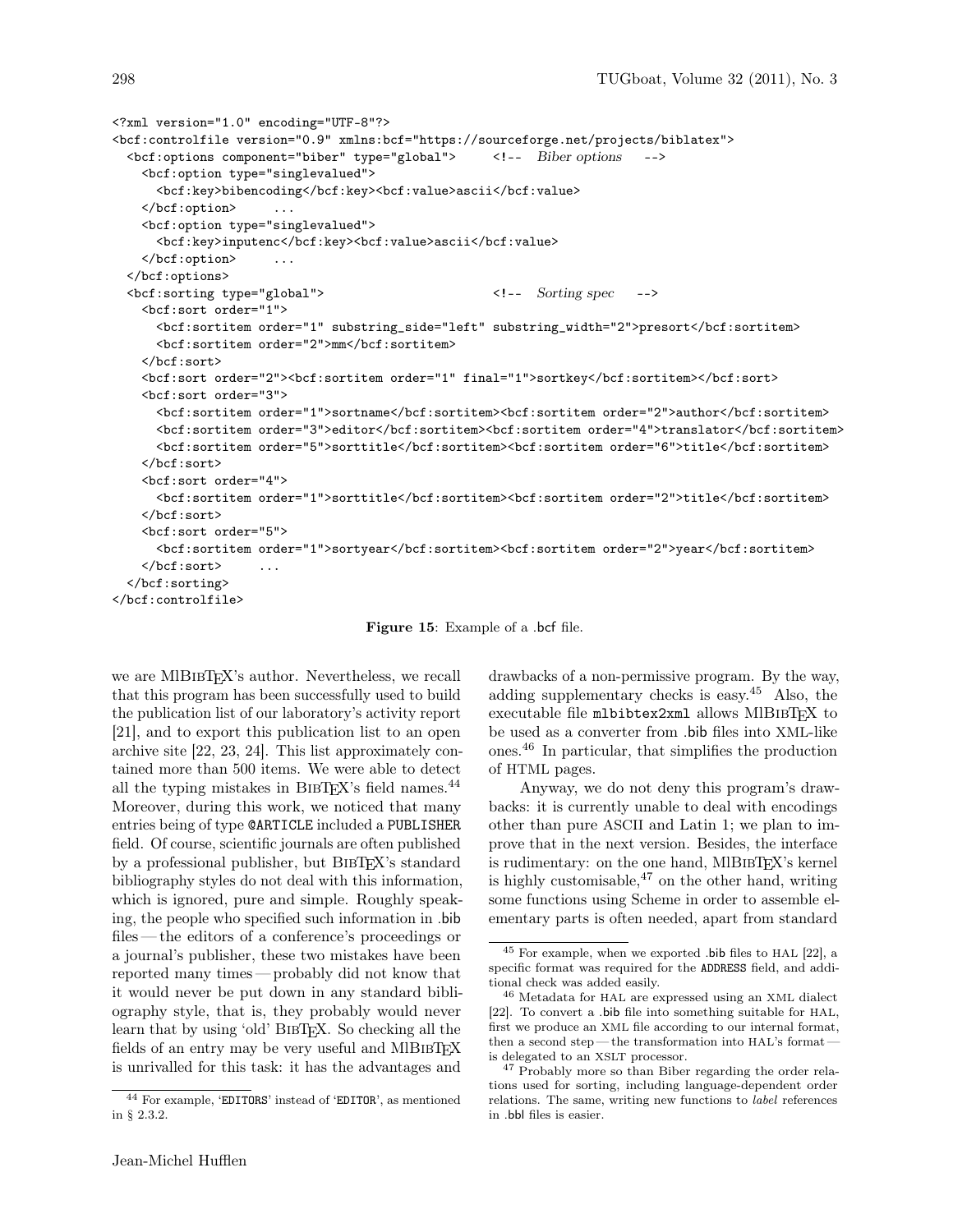```
<?xml version="1.0" encoding="UTF-8"?>
<bcf:controlfile version="0.9" xmlns:bcf="https://sourceforge.net/projects/biblatex">
  <bcf:options component="biber" type="global">     <!-- Biber options    -->
    <bcf:option type="singlevalued">
      <bcf:key>bibencoding</bcf:key><bcf:value>ascii</bcf:value>
    </bcf:option>     ...
    <bcf:option type="singlevalued">
      <bcf:key>inputenc</bcf:key><bcf:value>ascii</bcf:value>
    </bcf:option>     ...
  </bcf:options>
  <bcf:sorting type="global">                        <!-- Sorting spec    -->
    <bcf:sort order="1">
      <bcf:sortitem order="1" substring_side="left" substring_width="2">presort</bcf:sortitem>
      <bcf:sortitem order="2">mm</bcf:sortitem>
    </bcf:sort>
    <bcf:sort order="2"><bcf:sortitem order="1" final="1">sortkey</bcf:sortitem></bcf:sort>
    <bcf:sort order="3">
      <bcf:sortitem order="1">sortname</bcf:sortitem><bcf:sortitem order="2">author</bcf:sortitem>
      <bcf:sortitem order="3">editor</bcf:sortitem><bcf:sortitem order="4">translator</bcf:sortitem>
      <bcf:sortitem order="5">sorttitle</bcf:sortitem><bcf:sortitem order="6">title</bcf:sortitem>
    </bcf:sort>
    <bcf:sort order="4">
      <bcf:sortitem order="1">sorttitle</bcf:sortitem><bcf:sortitem order="2">title</bcf:sortitem>
    </bcf:sort>
    <bcf:sort order="5">
      <bcf:sortitem order="1">sortyear</bcf:sortitem><bcf:sortitem order="2">year</bcf:sortitem>
    </bcf:sort>     ...
  </bcf:sorting>
</bcf:controlfile>
```

**Figure 15**: Example of a .bcf file.

we are MlBibTeX's author. Nevertheless, we recall that this program has been successfully used to build the publication list of our laboratory's activity report [21], and to export this publication list to an open archive site [22, 23, 24]. This list approximately contained more than 500 items. We were able to detect all the typing mistakes in BibTeX's field names.[44] Moreover, during this work, we noticed that many entries being of type @ARTICLE included a PUBLISHER field. Of course, scientific journals are often published by a professional publisher, but BibTeX's standard bibliography styles do not deal with this information, which is ignored, pure and simple. Roughly speaking, the people who specified such information in .bib files — the editors of a conference's proceedings or a journal's publisher, these two mistakes have been reported many times — probably did not know that it would never be put down in any standard bibliography style, that is, they probably would never learn that by using 'old' BibTeX. So checking all the fields of an entry may be very useful and MlBibTeX is unrivalled for this task: it has the advantages and drawbacks of a non-permissive program. By the way, adding supplementary checks is easy.[45] Also, the executable file `mlbibtex2xml` allows MlBibTeX to be used as a converter from .bib files into XML-like ones.[46] In particular, that simplifies the production of HTML pages.

Anyway, we do not deny this program's drawbacks: it is currently unable to deal with encodings other than pure ASCII and Latin 1; we plan to improve that in the next version. Besides, the interface is rudimentary: on the one hand, MlBibTeX's kernel is highly customisable,[47] on the other hand, writing some functions using Scheme in order to assemble elementary parts is often needed, apart from standard

[44] For example, 'EDITORS' instead of 'EDITOR', as mentioned in § 2.3.2.

[45] For example, when we exported .bib files to HAL [22], a specific format was required for the ADDRESS field, and additional check was added easily.

[46] Metadata for HAL are expressed using an XML dialect [22]. To convert a .bib file into something suitable for HAL, first we produce an XML file according to our internal format, then a second step — the transformation into HAL's format — is delegated to an XSLT processor.

[47] Probably more so than Biber regarding the order relations used for sorting, including language-dependent order relations. The same, writing new functions to *label* references in .bbl files is easier.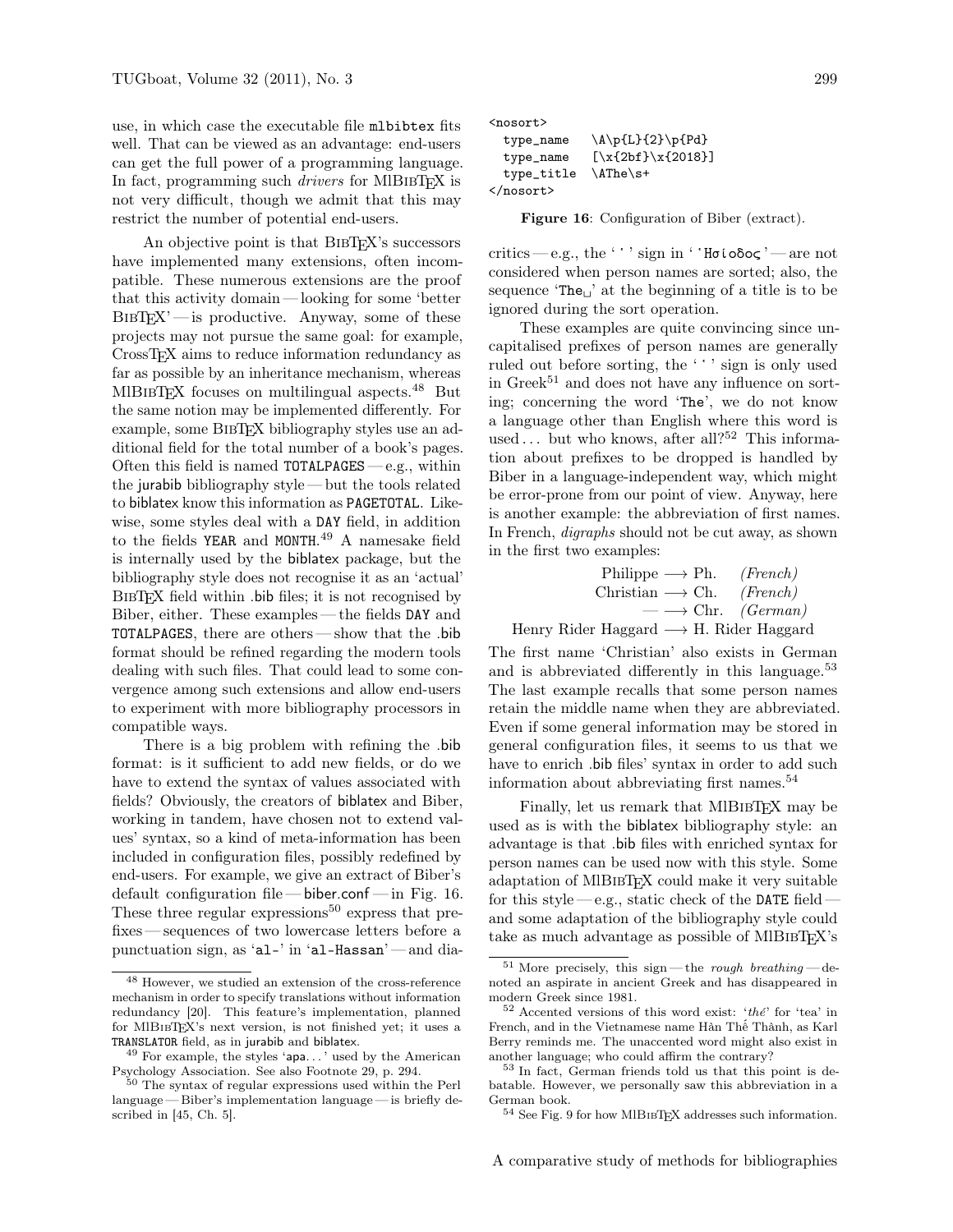use, in which case the executable file mlbibtex fits well. That can be viewed as an advantage: end-users can get the full power of a programming language. In fact, programming such *drivers* for MlBibTeX is not very difficult, though we admit that this may restrict the number of potential end-users.

An objective point is that BibTeX's successors have implemented many extensions, often incompatible. These numerous extensions are the proof that this activity domain — looking for some 'better BibTeX' — is productive. Anyway, some of these projects may not pursue the same goal: for example, CrossTeX aims to reduce information redundancy as far as possible by an inheritance mechanism, whereas MlBibTeX focuses on multilingual aspects.[48] But the same notion may be implemented differently. For example, some BibTeX bibliography styles use an additional field for the total number of a book's pages. Often this field is named TOTALPAGES — e.g., within the jurabib bibliography style — but the tools related to biblatex know this information as PAGETOTAL. Likewise, some styles deal with a DAY field, in addition to the fields YEAR and MONTH.[49] A namesake field is internally used by the biblatex package, but the bibliography style does not recognise it as an 'actual' BibTeX field within .bib files; it is not recognised by Biber, either. These examples — the fields DAY and TOTALPAGES, there are others — show that the .bib format should be refined regarding the modern tools dealing with such files. That could lead to some convergence among such extensions and allow end-users to experiment with more bibliography processors in compatible ways.

There is a big problem with refining the .bib format: is it sufficient to add new fields, or do we have to extend the syntax of values associated with fields? Obviously, the creators of biblatex and Biber, working in tandem, have chosen not to extend values' syntax, so a kind of meta-information has been included in configuration files, possibly redefined by end-users. For example, we give an extract of Biber's default configuration file — biber.conf — in Fig. 16. These three regular expressions[50] express that prefixes — sequences of two lowercase letters before a punctuation sign, as 'al-' in 'al-Hassan' — and diacritics — e.g., the ' ̔ ' sign in ' ̔Ησίοδος' — are not considered when person names are sorted; also, the sequence 'The␣' at the beginning of a title is to be ignored during the sort operation.

```
<nosort>
  type_name   \A\p{L}{2}\p{Pd}
  type_name   [\x{2bf}\x{2018}]
  type_title  \AThe\s+
</nosort>
```

**Figure 16**: Configuration of Biber (extract).

These examples are quite convincing since uncapitalised prefixes of person names are generally ruled out before sorting, the ' ̔ ' sign is only used in Greek[51] and does not have any influence on sorting; concerning the word 'The', we do not know a language other than English where this word is used … but who knows, after all?[52] This information about prefixes to be dropped is handled by Biber in a language-independent way, which might be error-prone from our point of view. Anyway, here is another example: the abbreviation of first names. In French, *digraphs* should not be cut away, as shown in the first two examples:

$$\begin{array}{rl} \text{Philippe} \longrightarrow \text{Ph.} & \textit{(French)} \\ \text{Christian} \longrightarrow \text{Ch.} & \textit{(French)} \\ \text{—} \longrightarrow \text{Chr.} & \textit{(German)} \\ \text{Henry Rider Haggard} \longrightarrow \text{H. Rider Haggard} & \end{array}$$

The first name 'Christian' also exists in German and is abbreviated differently in this language.[53] The last example recalls that some person names retain the middle name when they are abbreviated. Even if some general information may be stored in general configuration files, it seems to us that we have to enrich .bib files' syntax in order to add such information about abbreviating first names.[54]

Finally, let us remark that MlBibTeX may be used as is with the biblatex bibliography style: an advantage is that .bib files with enriched syntax for person names can be used now with this style. Some adaptation of MlBibTeX could make it very suitable for this style — e.g., static check of the DATE field — and some adaptation of the bibliography style could take as much advantage as possible of MlBibTeX's

---

[48] However, we studied an extension of the cross-reference mechanism in order to specify translations without information redundancy [20]. This feature's implementation, planned for MlBibTeX's next version, is not finished yet; it uses a TRANSLATOR field, as in jurabib and biblatex.

[49] For example, the styles 'apa…' used by the American Psychology Association. See also Footnote 29, p. 294.

[50] The syntax of regular expressions used within the Perl language — Biber's implementation language — is briefly described in [45, Ch. 5].

[51] More precisely, this sign — the *rough breathing* — denoted an aspirate in ancient Greek and has disappeared in modern Greek since 1981.

[52] Accented versions of this word exist: '*thé*' for 'tea' in French, and in the Vietnamese name Hàn Thế Thành, as Karl Berry reminds me. The unaccented word might also exist in another language; who could affirm the contrary?

[53] In fact, German friends told us that this point is debatable. However, we personally saw this abbreviation in a German book.

[54] See Fig. 9 for how MlBibTeX addresses such information.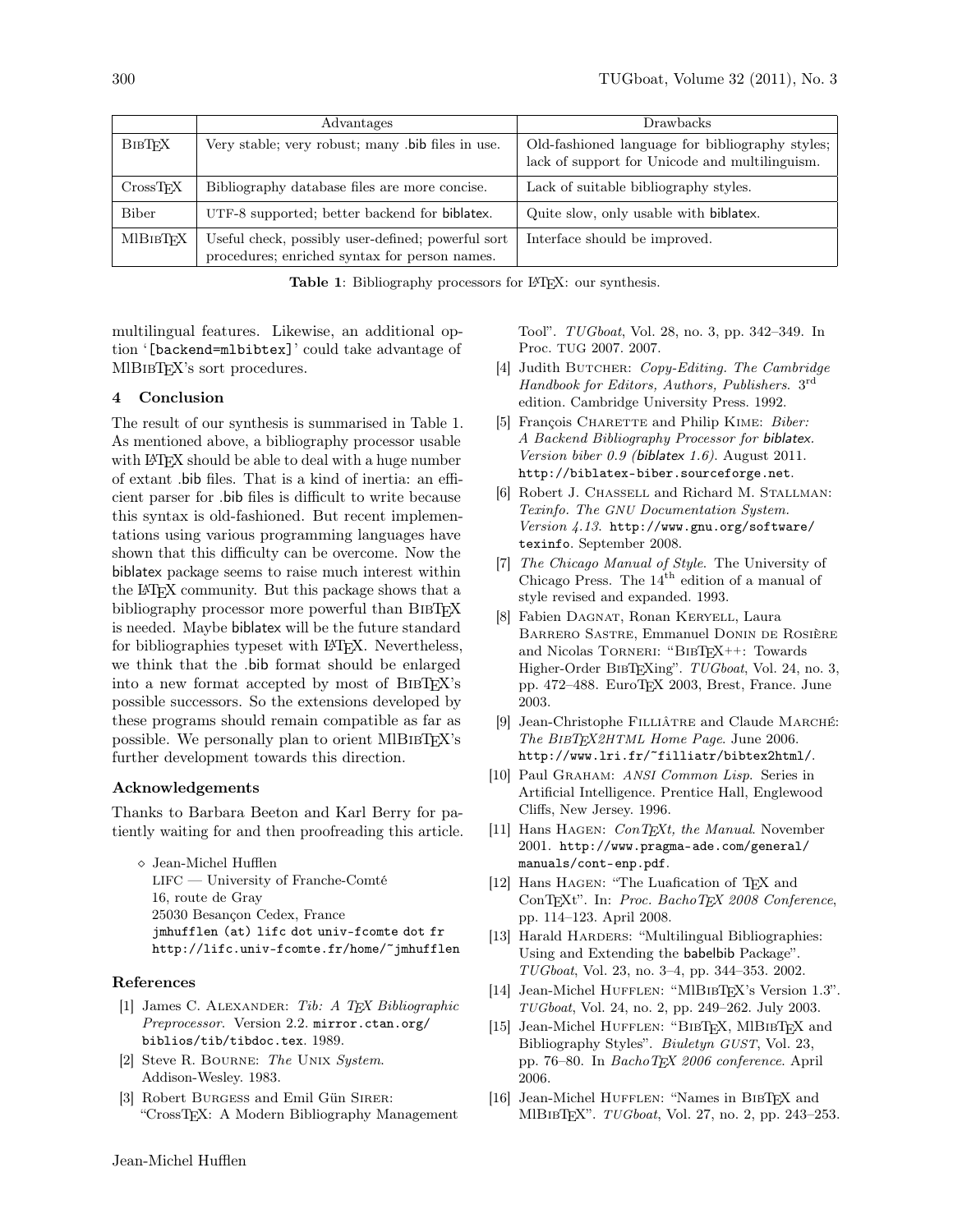| | Advantages | Drawbacks |
|---|---|---|
| BibTeX | Very stable; very robust; many .bib files in use. | Old-fashioned language for bibliography styles; lack of support for Unicode and multilinguism. |
| CrossTeX | Bibliography database files are more concise. | Lack of suitable bibliography styles. |
| Biber | UTF-8 supported; better backend for biblatex. | Quite slow, only usable with biblatex. |
| MlBibTeX | Useful check, possibly user-defined; powerful sort procedures; enriched syntax for person names. | Interface should be improved. |

**Table 1**: Bibliography processors for LaTeX: our synthesis.

multilingual features. Likewise, an additional option '[backend=mlbibtex]' could take advantage of MlBibTeX's sort procedures.

## 4 Conclusion

The result of our synthesis is summarised in Table 1. As mentioned above, a bibliography processor usable with LaTeX should be able to deal with a huge number of extant .bib files. That is a kind of inertia: an efficient parser for .bib files is difficult to write because this syntax is old-fashioned. But recent implementations using various programming languages have shown that this difficulty can be overcome. Now the biblatex package seems to raise much interest within the LaTeX community. But this package shows that a bibliography processor more powerful than BibTeX is needed. Maybe biblatex will be the future standard for bibliographies typeset with LaTeX. Nevertheless, we think that the .bib format should be enlarged into a new format accepted by most of BibTeX's possible successors. So the extensions developed by these programs should remain compatible as far as possible. We personally plan to orient MlBibTeX's further development towards this direction.

### Acknowledgements

Thanks to Barbara Beeton and Karl Berry for patiently waiting for and then proofreading this article.

◇ Jean-Michel Hufflen
LIFC — University of Franche-Comté
16, route de Gray
25030 Besançon Cedex, France
jmhufflen (at) lifc dot univ-fcomte dot fr
http://lifc.univ-fcomte.fr/home/~jmhufflen

### References

[1] James C. Alexander: *Tib: A TeX Bibliographic Preprocessor*. Version 2.2. mirror.ctan.org/biblios/tib/tibdoc.tex. 1989.

[2] Steve R. Bourne: *The Unix System*. Addison-Wesley. 1983.

[3] Robert Burgess and Emil Gün Sirer: "CrossTeX: A Modern Bibliography Management Tool". *TUGboat*, Vol. 28, no. 3, pp. 342–349. In Proc. TUG 2007. 2007.

[4] Judith Butcher: *Copy-Editing. The Cambridge Handbook for Editors, Authors, Publishers*. 3rd edition. Cambridge University Press. 1992.

[5] François Charette and Philip Kime: *Biber: A Backend Bibliography Processor for biblatex. Version biber 0.9 (biblatex 1.6)*. August 2011. http://biblatex-biber.sourceforge.net.

[6] Robert J. Chassell and Richard M. Stallman: *Texinfo. The GNU Documentation System. Version 4.13*. http://www.gnu.org/software/texinfo. September 2008.

[7] *The Chicago Manual of Style*. The University of Chicago Press. The 14th edition of a manual of style revised and expanded. 1993.

[8] Fabien Dagnat, Ronan Keryell, Laura Barrero Sastre, Emmanuel Donin de Rosière and Nicolas Torneri: "BibTeX++: Towards Higher-Order BibTeXing". *TUGboat*, Vol. 24, no. 3, pp. 472–488. EuroTeX 2003, Brest, France. June 2003.

[9] Jean-Christophe Filliâtre and Claude Marché: *The BibTeX2HTML Home Page*. June 2006. http://www.lri.fr/~filliatr/bibtex2html/.

[10] Paul Graham: *ANSI Common Lisp*. Series in Artificial Intelligence. Prentice Hall, Englewood Cliffs, New Jersey. 1996.

[11] Hans Hagen: *ConTeXt, the Manual*. November 2001. http://www.pragma-ade.com/general/manuals/cont-enp.pdf.

[12] Hans Hagen: "The Luafication of TeX and ConTeXt". In: *Proc. BachoTeX 2008 Conference*, pp. 114–123. April 2008.

[13] Harald Harders: "Multilingual Bibliographies: Using and Extending the babelbib Package". *TUGboat*, Vol. 23, no. 3–4, pp. 344–353. 2002.

[14] Jean-Michel Hufflen: "MlBibTeX's Version 1.3". *TUGboat*, Vol. 24, no. 2, pp. 249–262. July 2003.

[15] Jean-Michel Hufflen: "BibTeX, MlBibTeX and Bibliography Styles". *Biuletyn GUST*, Vol. 23, pp. 76–80. In *BachoTeX 2006 conference*. April 2006.

[16] Jean-Michel Hufflen: "Names in BibTeX and MlBibTeX". *TUGboat*, Vol. 27, no. 2, pp. 243–253.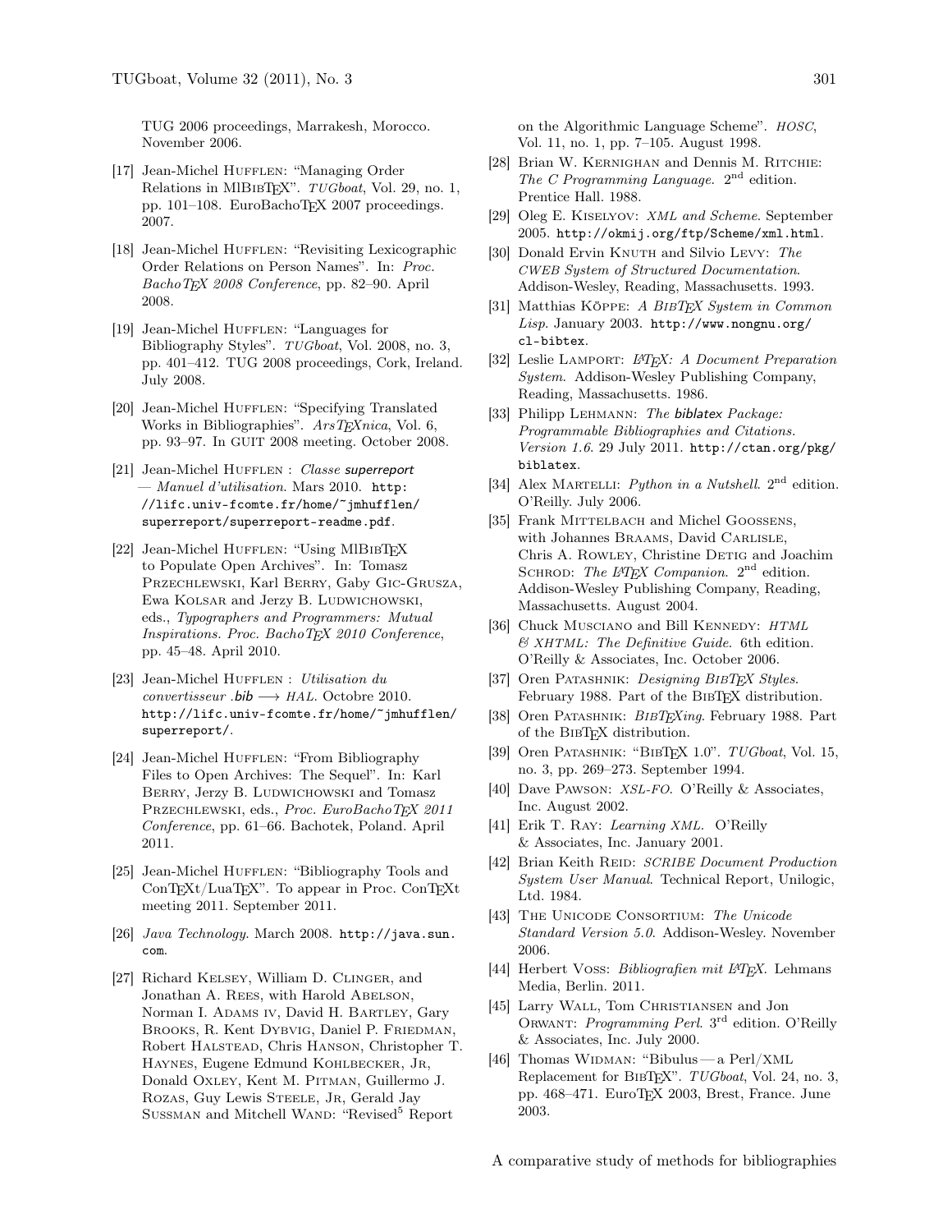TUG 2006 proceedings, Marrakesh, Morocco. November 2006.

[17] Jean-Michel Hufflen: "Managing Order Relations in MlBibTeX". *TUGboat*, Vol. 29, no. 1, pp. 101–108. EuroBachoTeX 2007 proceedings. 2007.

[18] Jean-Michel Hufflen: "Revisiting Lexicographic Order Relations on Person Names". In: *Proc. BachoTeX 2008 Conference*, pp. 82–90. April 2008.

[19] Jean-Michel Hufflen: "Languages for Bibliography Styles". *TUGboat*, Vol. 2008, no. 3, pp. 401–412. TUG 2008 proceedings, Cork, Ireland. July 2008.

[20] Jean-Michel Hufflen: "Specifying Translated Works in Bibliographies". *ArsTeXnica*, Vol. 6, pp. 93–97. In GUIT 2008 meeting. October 2008.

[21] Jean-Michel Hufflen : *Classe* **superreport** *— Manuel d'utilisation*. Mars 2010. `http://lifc.univ-fcomte.fr/home/~jmhufflen/superreport/superreport-readme.pdf`.

[22] Jean-Michel Hufflen: "Using MlBibTeX to Populate Open Archives". In: Tomasz Przechlewski, Karl Berry, Gaby Gic-Grusza, Ewa Kolsar and Jerzy B. Ludwichowski, eds., *Typographers and Programmers: Mutual Inspirations. Proc. BachoTeX 2010 Conference*, pp. 45–48. April 2010.

[23] Jean-Michel Hufflen : *Utilisation du convertisseur .bib ⟶ HAL*. Octobre 2010. `http://lifc.univ-fcomte.fr/home/~jmhufflen/superreport/`.

[24] Jean-Michel Hufflen: "From Bibliography Files to Open Archives: The Sequel". In: Karl Berry, Jerzy B. Ludwichowski and Tomasz Przechlewski, eds., *Proc. EuroBachoTeX 2011 Conference*, pp. 61–66. Bachotek, Poland. April 2011.

[25] Jean-Michel Hufflen: "Bibliography Tools and ConTeXt/LuaTeX". To appear in Proc. ConTeXt meeting 2011. September 2011.

[26] *Java Technology*. March 2008. `http://java.sun.com`.

[27] Richard Kelsey, William D. Clinger, and Jonathan A. Rees, with Harold Abelson, Norman I. Adams iv, David H. Bartley, Gary Brooks, R. Kent Dybvig, Daniel P. Friedman, Robert Halstead, Chris Hanson, Christopher T. Haynes, Eugene Edmund Kohlbecker, Jr, Donald Oxley, Kent M. Pitman, Guillermo J. Rozas, Guy Lewis Steele, Jr, Gerald Jay Sussman and Mitchell Wand: "Revised[5] Report on the Algorithmic Language Scheme". *HOSC*, Vol. 11, no. 1, pp. 7–105. August 1998.

[28] Brian W. Kernighan and Dennis M. Ritchie: *The C Programming Language*. 2nd edition. Prentice Hall. 1988.

[29] Oleg E. Kiselyov: *XML and Scheme*. September 2005. `http://okmij.org/ftp/Scheme/xml.html`.

[30] Donald Ervin Knuth and Silvio Levy: *The CWEB System of Structured Documentation*. Addison-Wesley, Reading, Massachusetts. 1993.

[31] Matthias Köppe: *A BibTeX System in Common Lisp*. January 2003. `http://www.nongnu.org/cl-bibtex`.

[32] Leslie Lamport: *LaTeX: A Document Preparation System*. Addison-Wesley Publishing Company, Reading, Massachusetts. 1986.

[33] Philipp Lehmann: *The* **biblatex** *Package: Programmable Bibliographies and Citations. Version 1.6*. 29 July 2011. `http://ctan.org/pkg/biblatex`.

[34] Alex Martelli: *Python in a Nutshell*. 2nd edition. O'Reilly. July 2006.

[35] Frank Mittelbach and Michel Goossens, with Johannes Braams, David Carlisle, Chris A. Rowley, Christine Detig and Joachim Schrod: *The LaTeX Companion*. 2nd edition. Addison-Wesley Publishing Company, Reading, Massachusetts. August 2004.

[36] Chuck Musciano and Bill Kennedy: *HTML & XHTML: The Definitive Guide*. 6th edition. O'Reilly & Associates, Inc. October 2006.

[37] Oren Patashnik: *Designing BibTeX Styles*. February 1988. Part of the BibTeX distribution.

[38] Oren Patashnik: *BibTeXing*. February 1988. Part of the BibTeX distribution.

[39] Oren Patashnik: "BibTeX 1.0". *TUGboat*, Vol. 15, no. 3, pp. 269–273. September 1994.

[40] Dave Pawson: *XSL-FO*. O'Reilly & Associates, Inc. August 2002.

[41] Erik T. Ray: *Learning XML*. O'Reilly & Associates, Inc. January 2001.

[42] Brian Keith Reid: *SCRIBE Document Production System User Manual*. Technical Report, Unilogic, Ltd. 1984.

[43] The Unicode Consortium: *The Unicode Standard Version 5.0*. Addison-Wesley. November 2006.

[44] Herbert Voss: *Bibliografien mit LaTeX*. Lehmans Media, Berlin. 2011.

[45] Larry Wall, Tom Christiansen and Jon Orwant: *Programming Perl*. 3rd edition. O'Reilly & Associates, Inc. July 2000.

[46] Thomas Widman: "Bibulus — a Perl/XML Replacement for BibTeX". *TUGboat*, Vol. 24, no. 3, pp. 468–471. EuroTeX 2003, Brest, France. June 2003.